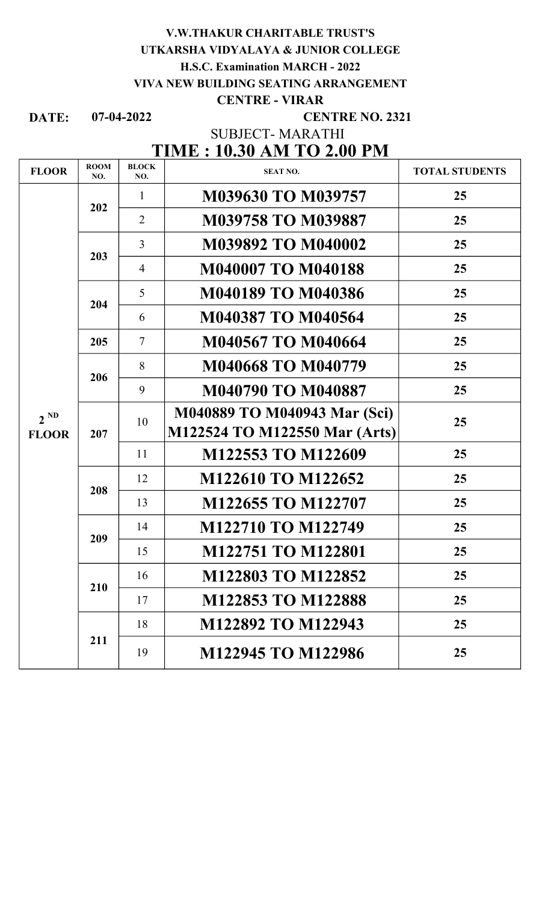**V.W.THAKUR CHARITABLE TRUST'S**

**UTKARSHA VIDYALAYA & JUNIOR COLLEGE**

**H.S.C. Examination MARCH - 2022**

**VIVA NEW BUILDING SEATING ARRANGEMENT**

**CENTRE - VIRAR**

**DATE: 07-04-2022** **CENTRE NO. 2321**

SUBJECT- MARATHI

## TIME : 10.30 AM TO 2.00 PM

| FLOOR | ROOM NO. | BLOCK NO. | SEAT NO. | TOTAL STUDENTS |
|---|---|---|---|---|
| 2 ND FLOOR | 202 | 1 | M039630 TO M039757 | 25 |
| | | 2 | M039758 TO M039887 | 25 |
| | 203 | 3 | M039892 TO M040002 | 25 |
| | | 4 | M040007 TO M040188 | 25 |
| | 204 | 5 | M040189 TO M040386 | 25 |
| | | 6 | M040387 TO M040564 | 25 |
| | 205 | 7 | M040567 TO M040664 | 25 |
| | 206 | 8 | M040668 TO M040779 | 25 |
| | | 9 | M040790 TO M040887 | 25 |
| | 207 | 10 | M040889 TO M040943 Mar (Sci) M122524 TO M122550 Mar (Arts) | 25 |
| | | 11 | M122553 TO M122609 | 25 |
| | 208 | 12 | M122610 TO M122652 | 25 |
| | | 13 | M122655 TO M122707 | 25 |
| | 209 | 14 | M122710 TO M122749 | 25 |
| | | 15 | M122751 TO M122801 | 25 |
| | 210 | 16 | M122803 TO M122852 | 25 |
| | | 17 | M122853 TO M122888 | 25 |
| | 211 | 18 | M122892 TO M122943 | 25 |
| | | 19 | M122945 TO M122986 | 25 |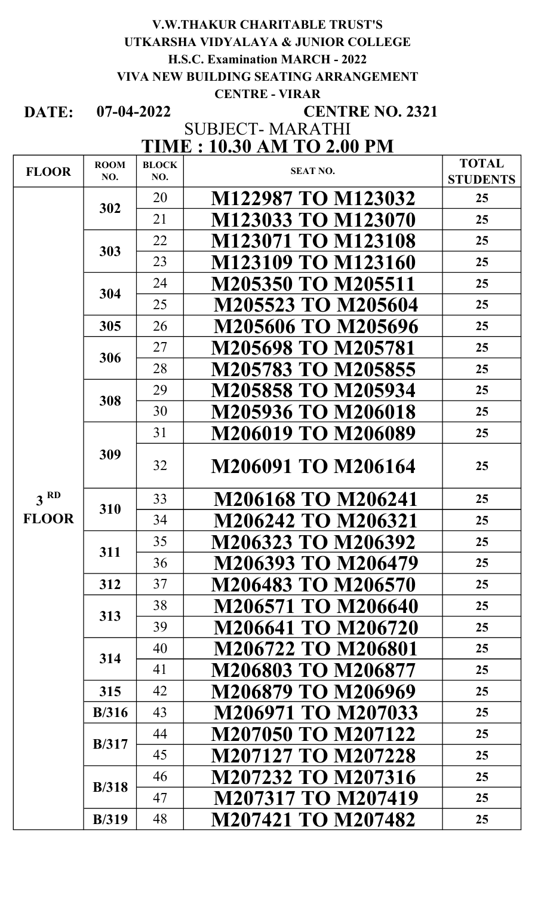**V.W.THAKUR CHARITABLE TRUST'S**

**UTKARSHA VIDYALAYA & JUNIOR COLLEGE**

**H.S.C. Examination MARCH - 2022**

**VIVA NEW BUILDING SEATING ARRANGEMENT**

**CENTRE - VIRAR**

**DATE: 07-04-2022** **CENTRE NO. 2321**

SUBJECT- MARATHI

## TIME : 10.30 AM TO 2.00 PM

| FLOOR | ROOM NO. | BLOCK NO. | SEAT NO. | TOTAL STUDENTS |
|---|---|---|---|---|
| 3 RD FLOOR | 302 | 20 | M122987 TO M123032 | 25 |
| | | 21 | M123033 TO M123070 | 25 |
| | 303 | 22 | M123071 TO M123108 | 25 |
| | | 23 | M123109 TO M123160 | 25 |
| | 304 | 24 | M205350 TO M205511 | 25 |
| | | 25 | M205523 TO M205604 | 25 |
| | 305 | 26 | M205606 TO M205696 | 25 |
| | 306 | 27 | M205698 TO M205781 | 25 |
| | | 28 | M205783 TO M205855 | 25 |
| | 308 | 29 | M205858 TO M205934 | 25 |
| | | 30 | M205936 TO M206018 | 25 |
| | 309 | 31 | M206019 TO M206089 | 25 |
| | | 32 | M206091 TO M206164 | 25 |
| | 310 | 33 | M206168 TO M206241 | 25 |
| | | 34 | M206242 TO M206321 | 25 |
| | 311 | 35 | M206323 TO M206392 | 25 |
| | | 36 | M206393 TO M206479 | 25 |
| | 312 | 37 | M206483 TO M206570 | 25 |
| | 313 | 38 | M206571 TO M206640 | 25 |
| | | 39 | M206641 TO M206720 | 25 |
| | 314 | 40 | M206722 TO M206801 | 25 |
| | | 41 | M206803 TO M206877 | 25 |
| | 315 | 42 | M206879 TO M206969 | 25 |
| | B/316 | 43 | M206971 TO M207033 | 25 |
| | B/317 | 44 | M207050 TO M207122 | 25 |
| | | 45 | M207127 TO M207228 | 25 |
| | B/318 | 46 | M207232 TO M207316 | 25 |
| | | 47 | M207317 TO M207419 | 25 |
| | B/319 | 48 | M207421 TO M207482 | 25 |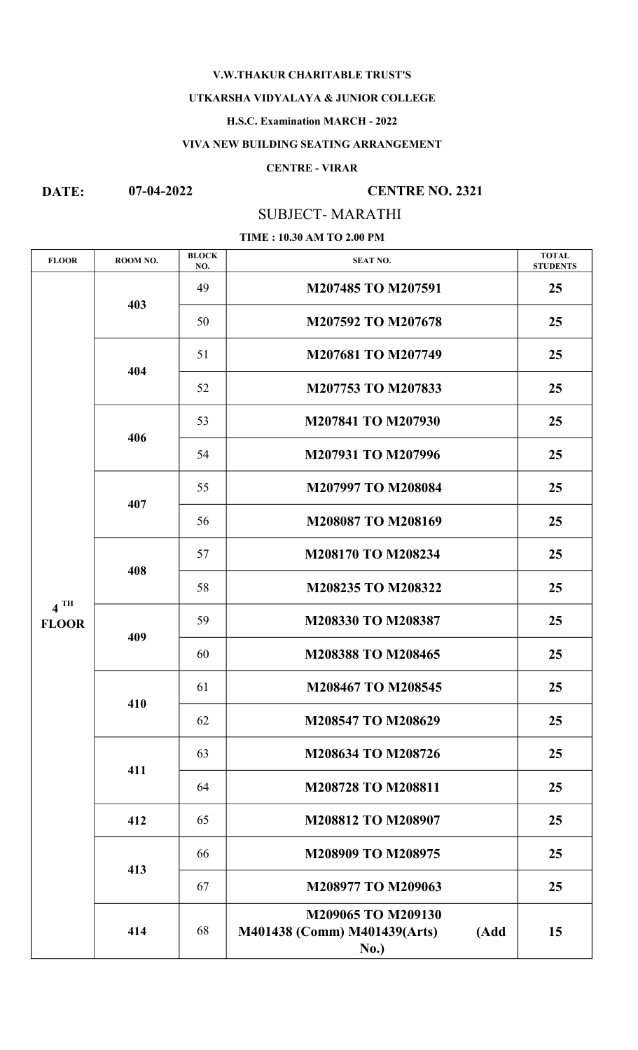**V.W.THAKUR CHARITABLE TRUST'S**

**UTKARSHA VIDYALAYA & JUNIOR COLLEGE**

**H.S.C. Examination MARCH - 2022**

**VIVA NEW BUILDING SEATING ARRANGEMENT**

**CENTRE - VIRAR**

**DATE: 07-04-2022** **CENTRE NO. 2321**

SUBJECT- MARATHI

**TIME : 10.30 AM TO 2.00 PM**

| FLOOR | ROOM NO. | BLOCK NO. | SEAT NO. | TOTAL STUDENTS |
|---|---|---|---|---|
| 4 TH FLOOR | 403 | 49 | M207485 TO M207591 | 25 |
| | | 50 | M207592 TO M207678 | 25 |
| | 404 | 51 | M207681 TO M207749 | 25 |
| | | 52 | M207753 TO M207833 | 25 |
| | 406 | 53 | M207841 TO M207930 | 25 |
| | | 54 | M207931 TO M207996 | 25 |
| | 407 | 55 | M207997 TO M208084 | 25 |
| | | 56 | M208087 TO M208169 | 25 |
| | 408 | 57 | M208170 TO M208234 | 25 |
| | | 58 | M208235 TO M208322 | 25 |
| | 409 | 59 | M208330 TO M208387 | 25 |
| | | 60 | M208388 TO M208465 | 25 |
| | 410 | 61 | M208467 TO M208545 | 25 |
| | | 62 | M208547 TO M208629 | 25 |
| | 411 | 63 | M208634 TO M208726 | 25 |
| | | 64 | M208728 TO M208811 | 25 |
| | 412 | 65 | M208812 TO M208907 | 25 |
| | 413 | 66 | M208909 TO M208975 | 25 |
| | | 67 | M208977 TO M209063 | 25 |
| | 414 | 68 | M209065 TO M209130 M401438 (Comm) M401439(Arts) (Add No.) | 15 |